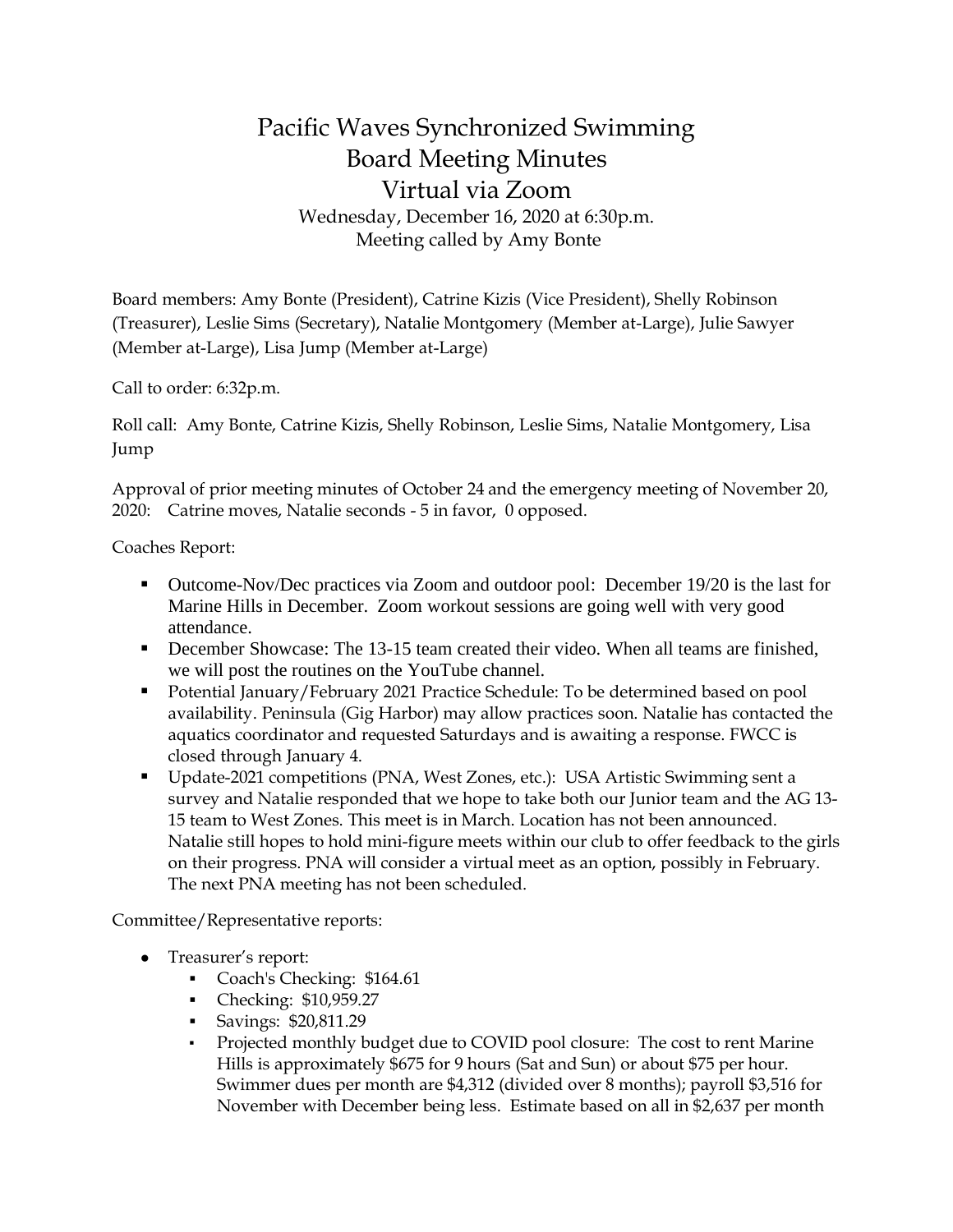# Pacific Waves Synchronized Swimming
# Board Meeting Minutes
# Virtual via Zoom

Wednesday, December 16, 2020 at 6:30p.m.
Meeting called by Amy Bonte

Board members: Amy Bonte (President), Catrine Kizis (Vice President), Shelly Robinson (Treasurer), Leslie Sims (Secretary), Natalie Montgomery (Member at-Large), Julie Sawyer (Member at-Large), Lisa Jump (Member at-Large)

Call to order: 6:32p.m.

Roll call: Amy Bonte, Catrine Kizis, Shelly Robinson, Leslie Sims, Natalie Montgomery, Lisa Jump

Approval of prior meeting minutes of October 24 and the emergency meeting of November 20, 2020: Catrine moves, Natalie seconds - 5 in favor, 0 opposed.

Coaches Report:

- Outcome-Nov/Dec practices via Zoom and outdoor pool: December 19/20 is the last for Marine Hills in December. Zoom workout sessions are going well with very good attendance.
- December Showcase: The 13-15 team created their video. When all teams are finished, we will post the routines on the YouTube channel.
- Potential January/February 2021 Practice Schedule: To be determined based on pool availability. Peninsula (Gig Harbor) may allow practices soon. Natalie has contacted the aquatics coordinator and requested Saturdays and is awaiting a response. FWCC is closed through January 4.
- Update-2021 competitions (PNA, West Zones, etc.): USA Artistic Swimming sent a survey and Natalie responded that we hope to take both our Junior team and the AG 13-15 team to West Zones. This meet is in March. Location has not been announced. Natalie still hopes to hold mini-figure meets within our club to offer feedback to the girls on their progress. PNA will consider a virtual meet as an option, possibly in February. The next PNA meeting has not been scheduled.

Committee/Representative reports:

- Treasurer's report:
  - Coach's Checking: $164.61
  - Checking: $10,959.27
  - Savings: $20,811.29
  - Projected monthly budget due to COVID pool closure: The cost to rent Marine Hills is approximately $675 for 9 hours (Sat and Sun) or about $75 per hour. Swimmer dues per month are $4,312 (divided over 8 months); payroll $3,516 for November with December being less. Estimate based on all in $2,637 per month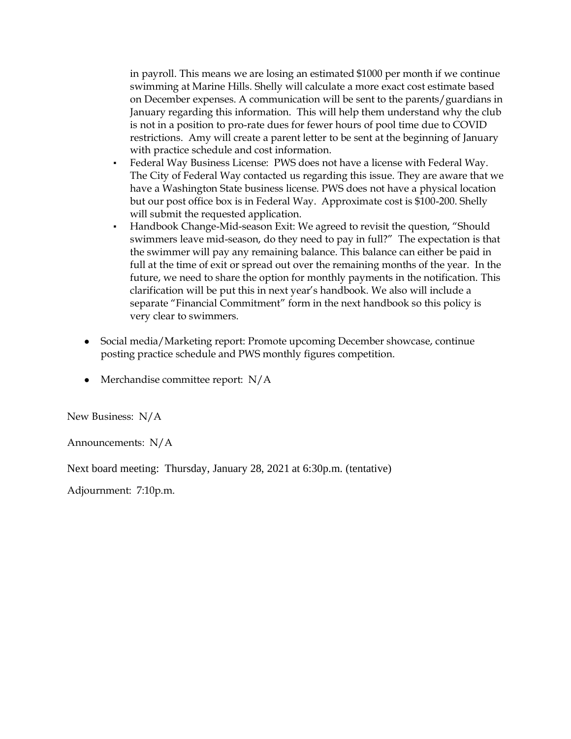in payroll. This means we are losing an estimated $1000 per month if we continue swimming at Marine Hills. Shelly will calculate a more exact cost estimate based on December expenses. A communication will be sent to the parents/guardians in January regarding this information. This will help them understand why the club is not in a position to pro-rate dues for fewer hours of pool time due to COVID restrictions. Amy will create a parent letter to be sent at the beginning of January with practice schedule and cost information.

  - Federal Way Business License: PWS does not have a license with Federal Way. The City of Federal Way contacted us regarding this issue. They are aware that we have a Washington State business license. PWS does not have a physical location but our post office box is in Federal Way. Approximate cost is $100-200. Shelly will submit the requested application.
  - Handbook Change-Mid-season Exit: We agreed to revisit the question, "Should swimmers leave mid-season, do they need to pay in full?" The expectation is that the swimmer will pay any remaining balance. This balance can either be paid in full at the time of exit or spread out over the remaining months of the year. In the future, we need to share the option for monthly payments in the notification. This clarification will be put this in next year's handbook. We also will include a separate "Financial Commitment" form in the next handbook so this policy is very clear to swimmers.

- Social media/Marketing report: Promote upcoming December showcase, continue posting practice schedule and PWS monthly figures competition.

- Merchandise committee report: N/A

New Business: N/A

Announcements: N/A

Next board meeting: Thursday, January 28, 2021 at 6:30p.m. (tentative)

Adjournment: 7:10p.m.